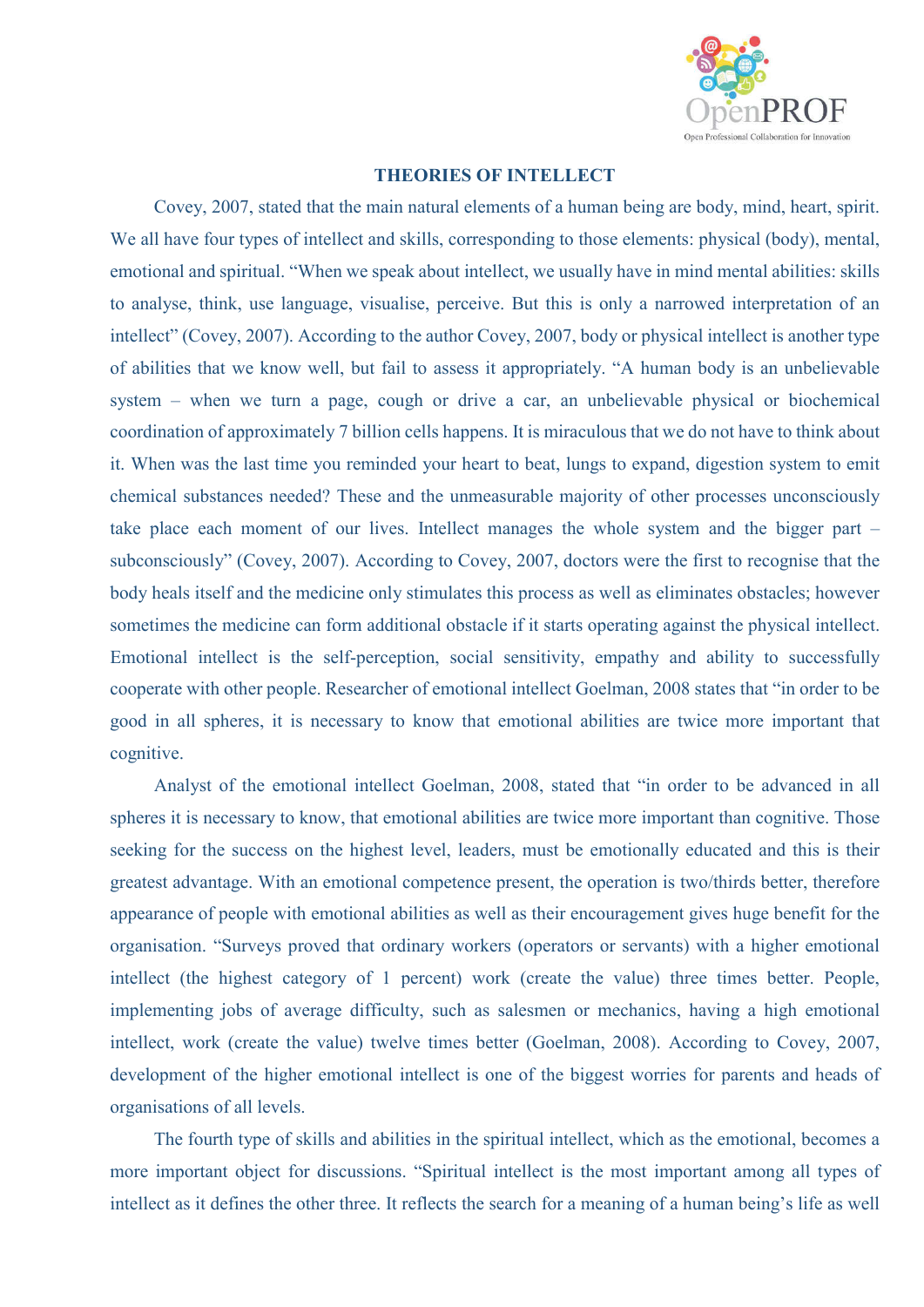## THEORIES OF INTELLECT

Covey, 2007, stated that the main natural elements of a human being are body, mind, heart, spirit. We all have four types of intellect and skills, corresponding to those elements: physical (body), mental, emotional and spiritual. "When we speak about intellect, we usually have in mind mental abilities: skills to analyse, think, use language, visualise, perceive. But this is only a narrowed interpretation of an intellect" (Covey, 2007). According to the author Covey, 2007, body or physical intellect is another type of abilities that we know well, but fail to assess it appropriately. "A human body is an unbelievable system – when we turn a page, cough or drive a car, an unbelievable physical or biochemical coordination of approximately 7 billion cells happens. It is miraculous that we do not have to think about it. When was the last time you reminded your heart to beat, lungs to expand, digestion system to emit chemical substances needed? These and the unmeasurable majority of other processes unconsciously take place each moment of our lives. Intellect manages the whole system and the bigger part – subconsciously" (Covey, 2007). According to Covey, 2007, doctors were the first to recognise that the body heals itself and the medicine only stimulates this process as well as eliminates obstacles; however sometimes the medicine can form additional obstacle if it starts operating against the physical intellect. Emotional intellect is the self-perception, social sensitivity, empathy and ability to successfully cooperate with other people. Researcher of emotional intellect Goelman, 2008 states that "in order to be good in all spheres, it is necessary to know that emotional abilities are twice more important that cognitive.

Analyst of the emotional intellect Goelman, 2008, stated that "in order to be advanced in all spheres it is necessary to know, that emotional abilities are twice more important than cognitive. Those seeking for the success on the highest level, leaders, must be emotionally educated and this is their greatest advantage. With an emotional competence present, the operation is two/thirds better, therefore appearance of people with emotional abilities as well as their encouragement gives huge benefit for the organisation. "Surveys proved that ordinary workers (operators or servants) with a higher emotional intellect (the highest category of 1 percent) work (create the value) three times better. People, implementing jobs of average difficulty, such as salesmen or mechanics, having a high emotional intellect, work (create the value) twelve times better (Goelman, 2008). According to Covey, 2007, development of the higher emotional intellect is one of the biggest worries for parents and heads of organisations of all levels.

The fourth type of skills and abilities in the spiritual intellect, which as the emotional, becomes a more important object for discussions. "Spiritual intellect is the most important among all types of intellect as it defines the other three. It reflects the search for a meaning of a human being's life as well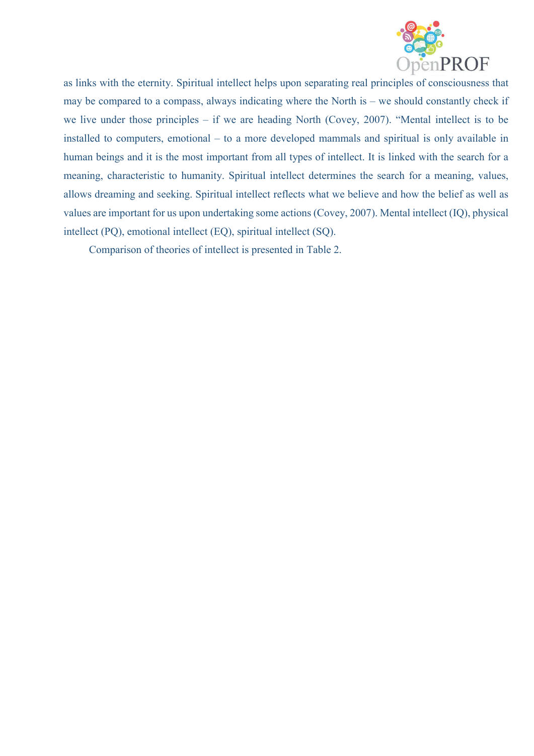as links with the eternity. Spiritual intellect helps upon separating real principles of consciousness that may be compared to a compass, always indicating where the North is – we should constantly check if we live under those principles – if we are heading North (Covey, 2007). "Mental intellect is to be installed to computers, emotional – to a more developed mammals and spiritual is only available in human beings and it is the most important from all types of intellect. It is linked with the search for a meaning, characteristic to humanity. Spiritual intellect determines the search for a meaning, values, allows dreaming and seeking. Spiritual intellect reflects what we believe and how the belief as well as values are important for us upon undertaking some actions (Covey, 2007). Mental intellect (IQ), physical intellect (PQ), emotional intellect (EQ), spiritual intellect (SQ).

Comparison of theories of intellect is presented in Table 2.